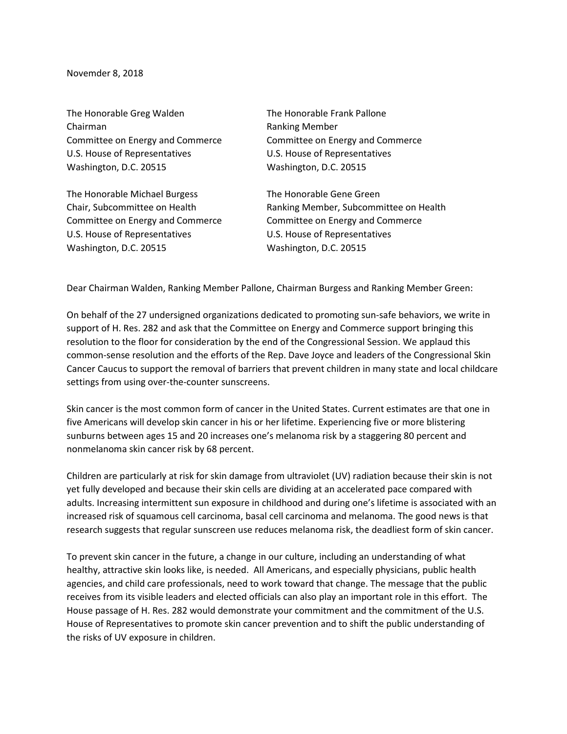Novemder 8, 2018

The Honorable Greg Walden
Chairman
Committee on Energy and Commerce
U.S. House of Representatives
Washington, D.C. 20515

The Honorable Frank Pallone
Ranking Member
Committee on Energy and Commerce
U.S. House of Representatives
Washington, D.C. 20515

The Honorable Michael Burgess
Chair, Subcommittee on Health
Committee on Energy and Commerce
U.S. House of Representatives
Washington, D.C. 20515

The Honorable Gene Green
Ranking Member, Subcommittee on Health
Committee on Energy and Commerce
U.S. House of Representatives
Washington, D.C. 20515

Dear Chairman Walden, Ranking Member Pallone, Chairman Burgess and Ranking Member Green:

On behalf of the 27 undersigned organizations dedicated to promoting sun-safe behaviors, we write in support of H. Res. 282 and ask that the Committee on Energy and Commerce support bringing this resolution to the floor for consideration by the end of the Congressional Session. We applaud this common-sense resolution and the efforts of the Rep. Dave Joyce and leaders of the Congressional Skin Cancer Caucus to support the removal of barriers that prevent children in many state and local childcare settings from using over-the-counter sunscreens.

Skin cancer is the most common form of cancer in the United States. Current estimates are that one in five Americans will develop skin cancer in his or her lifetime. Experiencing five or more blistering sunburns between ages 15 and 20 increases one's melanoma risk by a staggering 80 percent and nonmelanoma skin cancer risk by 68 percent.

Children are particularly at risk for skin damage from ultraviolet (UV) radiation because their skin is not yet fully developed and because their skin cells are dividing at an accelerated pace compared with adults. Increasing intermittent sun exposure in childhood and during one's lifetime is associated with an increased risk of squamous cell carcinoma, basal cell carcinoma and melanoma. The good news is that research suggests that regular sunscreen use reduces melanoma risk, the deadliest form of skin cancer.

To prevent skin cancer in the future, a change in our culture, including an understanding of what healthy, attractive skin looks like, is needed. All Americans, and especially physicians, public health agencies, and child care professionals, need to work toward that change. The message that the public receives from its visible leaders and elected officials can also play an important role in this effort. The House passage of H. Res. 282 would demonstrate your commitment and the commitment of the U.S. House of Representatives to promote skin cancer prevention and to shift the public understanding of the risks of UV exposure in children.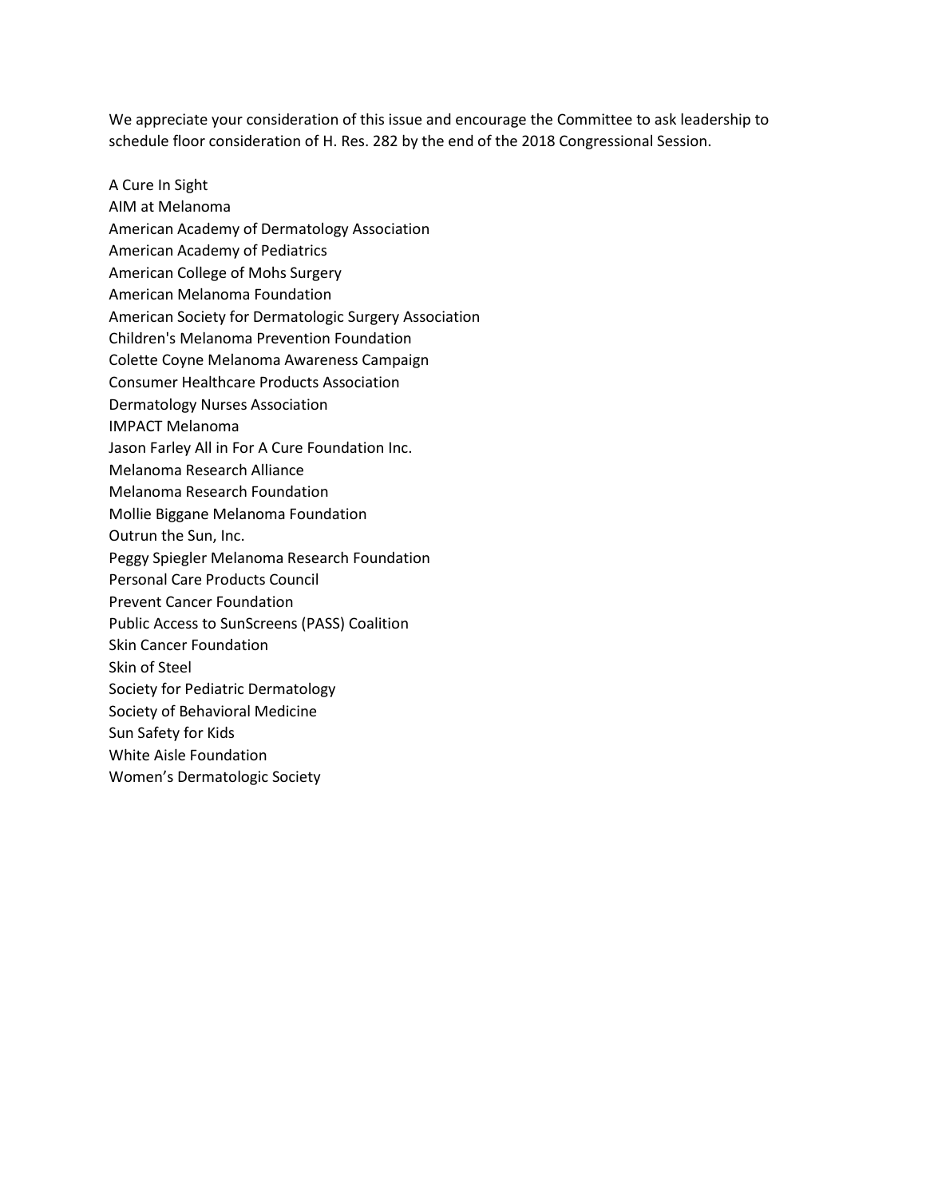We appreciate your consideration of this issue and encourage the Committee to ask leadership to schedule floor consideration of H. Res. 282 by the end of the 2018 Congressional Session.

A Cure In Sight  
AIM at Melanoma  
American Academy of Dermatology Association  
American Academy of Pediatrics  
American College of Mohs Surgery  
American Melanoma Foundation  
American Society for Dermatologic Surgery Association  
Children's Melanoma Prevention Foundation  
Colette Coyne Melanoma Awareness Campaign  
Consumer Healthcare Products Association  
Dermatology Nurses Association  
IMPACT Melanoma  
Jason Farley All in For A Cure Foundation Inc.  
Melanoma Research Alliance  
Melanoma Research Foundation  
Mollie Biggane Melanoma Foundation  
Outrun the Sun, Inc.  
Peggy Spiegler Melanoma Research Foundation  
Personal Care Products Council  
Prevent Cancer Foundation  
Public Access to SunScreens (PASS) Coalition  
Skin Cancer Foundation  
Skin of Steel  
Society for Pediatric Dermatology  
Society of Behavioral Medicine  
Sun Safety for Kids  
White Aisle Foundation  
Women's Dermatologic Society